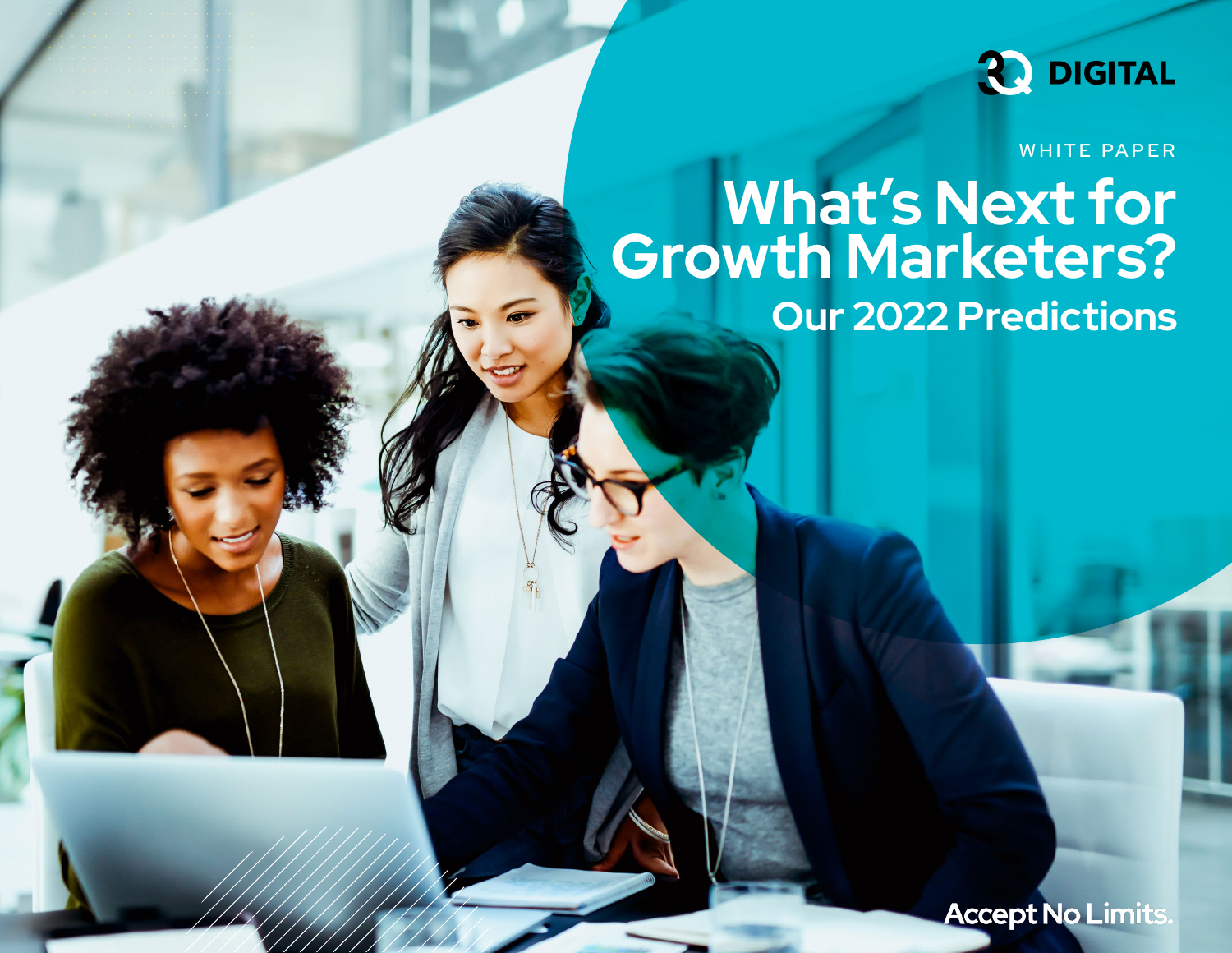3Q DIGITAL

WHITE PAPER

# What's Next for Growth Marketers?

## Our 2022 Predictions

Accept No Limits.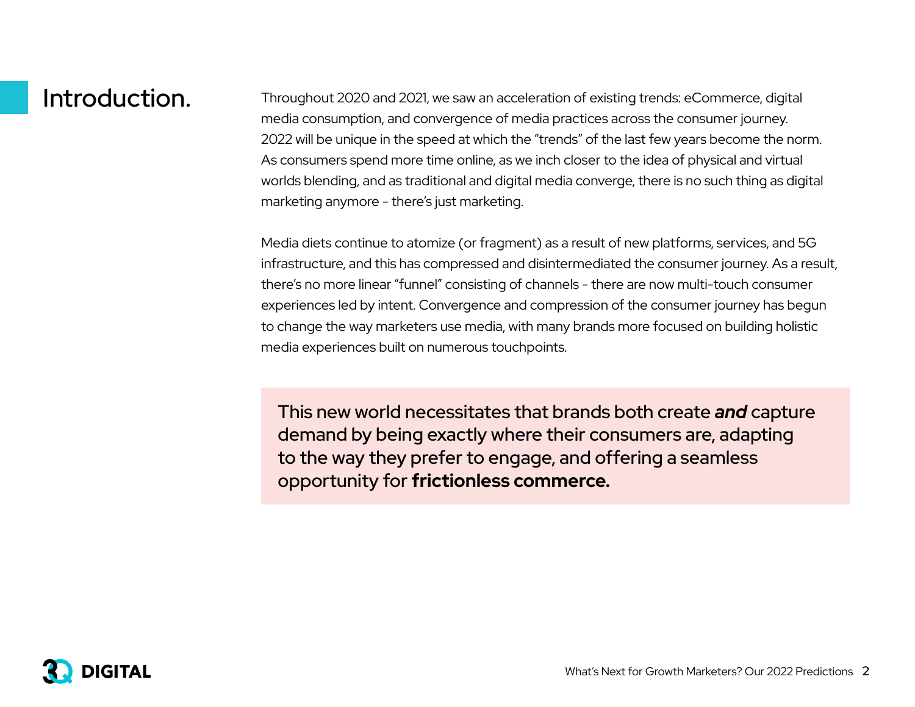# Introduction.

Throughout 2020 and 2021, we saw an acceleration of existing trends: eCommerce, digital media consumption, and convergence of media practices across the consumer journey. 2022 will be unique in the speed at which the "trends" of the last few years become the norm. As consumers spend more time online, as we inch closer to the idea of physical and virtual worlds blending, and as traditional and digital media converge, there is no such thing as digital marketing anymore - there's just marketing.

Media diets continue to atomize (or fragment) as a result of new platforms, services, and 5G infrastructure, and this has compressed and disintermediated the consumer journey. As a result, there's no more linear "funnel" consisting of channels - there are now multi-touch consumer experiences led by intent. Convergence and compression of the consumer journey has begun to change the way marketers use media, with many brands more focused on building holistic media experiences built on numerous touchpoints.

> This new world necessitates that brands both create ***and*** capture demand by being exactly where their consumers are, adapting to the way they prefer to engage, and offering a seamless opportunity for **frictionless commerce.**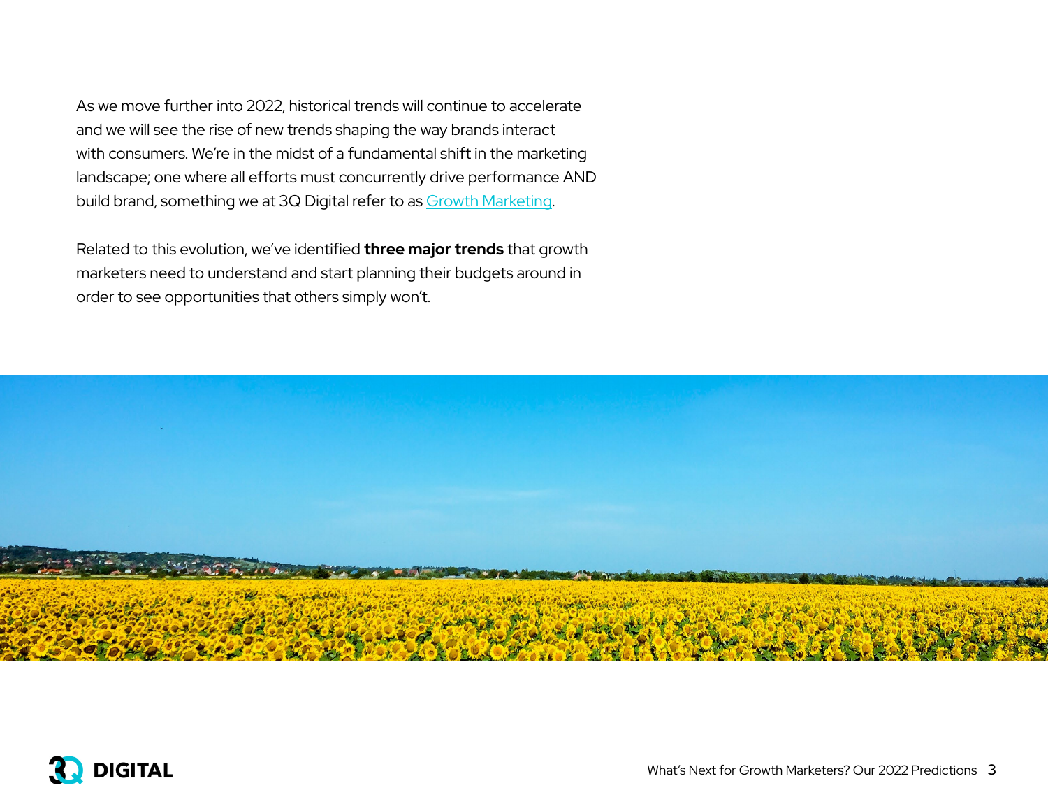As we move further into 2022, historical trends will continue to accelerate and we will see the rise of new trends shaping the way brands interact with consumers. We're in the midst of a fundamental shift in the marketing landscape; one where all efforts must concurrently drive performance AND build brand, something we at 3Q Digital refer to as Growth Marketing.

Related to this evolution, we've identified **three major trends** that growth marketers need to understand and start planning their budgets around in order to see opportunities that others simply won't.